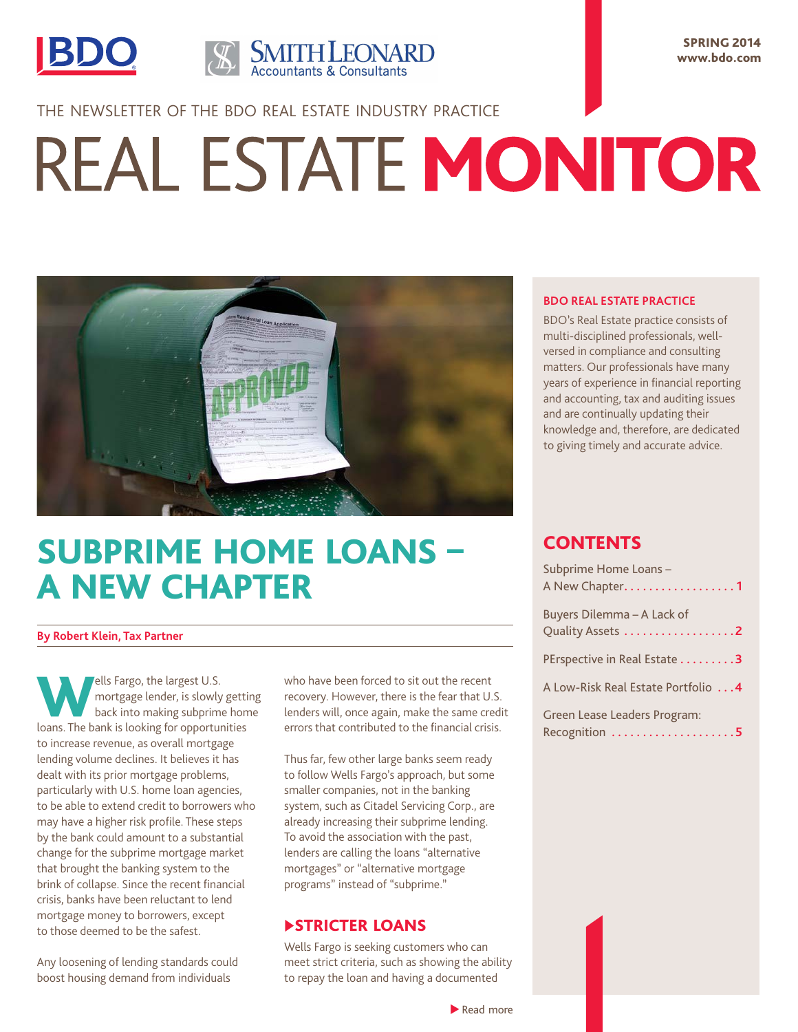BDO | SMITH LEONARD Accountants & Consultants

SPRING 2014
www.bdo.com

THE NEWSLETTER OF THE BDO REAL ESTATE INDUSTRY PRACTICE

# REAL ESTATE MONITOR

## SUBPRIME HOME LOANS – A NEW CHAPTER

**By Robert Klein, Tax Partner**

Wells Fargo, the largest U.S. mortgage lender, is slowly getting back into making subprime home loans. The bank is looking for opportunities to increase revenue, as overall mortgage lending volume declines. It believes it has dealt with its prior mortgage problems, particularly with U.S. home loan agencies, to be able to extend credit to borrowers who may have a higher risk profile. These steps by the bank could amount to a substantial change for the subprime mortgage market that brought the banking system to the brink of collapse. Since the recent financial crisis, banks have been reluctant to lend mortgage money to borrowers, except to those deemed to be the safest.

Any loosening of lending standards could boost housing demand from individuals who have been forced to sit out the recent recovery. However, there is the fear that U.S. lenders will, once again, make the same credit errors that contributed to the financial crisis.

Thus far, few other large banks seem ready to follow Wells Fargo's approach, but some smaller companies, not in the banking system, such as Citadel Servicing Corp., are already increasing their subprime lending. To avoid the association with the past, lenders are calling the loans "alternative mortgages" or "alternative mortgage programs" instead of "subprime."

### STRICTER LOANS

Wells Fargo is seeking customers who can meet strict criteria, such as showing the ability to repay the loan and having a documented

Read more

**BDO REAL ESTATE PRACTICE**

BDO's Real Estate practice consists of multi-disciplined professionals, well-versed in compliance and consulting matters. Our professionals have many years of experience in financial reporting and accounting, tax and auditing issues and are continually updating their knowledge and, therefore, are dedicated to giving timely and accurate advice.

## CONTENTS

- Subprime Home Loans – A New Chapter .......... 1
- Buyers Dilemma – A Lack of Quality Assets .......... 2
- PErspective in Real Estate .......... 3
- A Low-Risk Real Estate Portfolio .......... 4
- Green Lease Leaders Program: Recognition .......... 5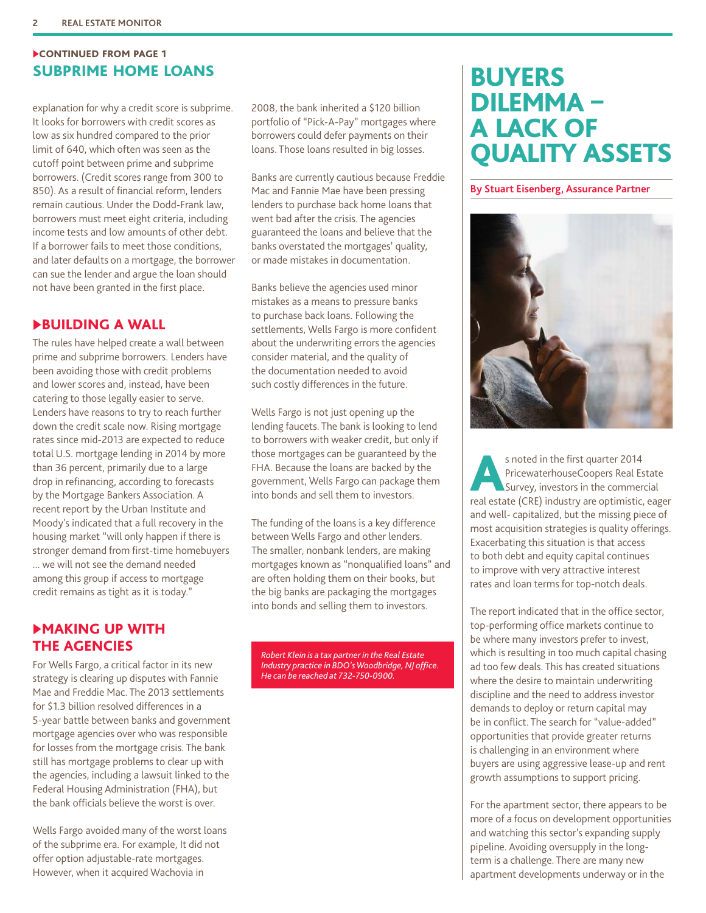▶CONTINUED FROM PAGE 1

## SUBPRIME HOME LOANS

explanation for why a credit score is subprime. It looks for borrowers with credit scores as low as six hundred compared to the prior limit of 640, which often was seen as the cutoff point between prime and subprime borrowers. (Credit scores range from 300 to 850). As a result of financial reform, lenders remain cautious. Under the Dodd-Frank law, borrowers must meet eight criteria, including income tests and low amounts of other debt. If a borrower fails to meet those conditions, and later defaults on a mortgage, the borrower can sue the lender and argue the loan should not have been granted in the first place.

### ▶BUILDING A WALL

The rules have helped create a wall between prime and subprime borrowers. Lenders have been avoiding those with credit problems and lower scores and, instead, have been catering to those legally easier to serve. Lenders have reasons to try to reach further down the credit scale now. Rising mortgage rates since mid-2013 are expected to reduce total U.S. mortgage lending in 2014 by more than 36 percent, primarily due to a large drop in refinancing, according to forecasts by the Mortgage Bankers Association. A recent report by the Urban Institute and Moody's indicated that a full recovery in the housing market "will only happen if there is stronger demand from first-time homebuyers … we will not see the demand needed among this group if access to mortgage credit remains as tight as it is today."

### ▶MAKING UP WITH THE AGENCIES

For Wells Fargo, a critical factor in its new strategy is clearing up disputes with Fannie Mae and Freddie Mac. The 2013 settlements for $1.3 billion resolved differences in a 5-year battle between banks and government mortgage agencies over who was responsible for losses from the mortgage crisis. The bank still has mortgage problems to clear up with the agencies, including a lawsuit linked to the Federal Housing Administration (FHA), but the bank officials believe the worst is over.

Wells Fargo avoided many of the worst loans of the subprime era. For example, It did not offer option adjustable-rate mortgages. However, when it acquired Wachovia in 2008, the bank inherited a $120 billion portfolio of "Pick-A-Pay" mortgages where borrowers could defer payments on their loans. Those loans resulted in big losses.

Banks are currently cautious because Freddie Mac and Fannie Mae have been pressing lenders to purchase back home loans that went bad after the crisis. The agencies guaranteed the loans and believe that the banks overstated the mortgages' quality, or made mistakes in documentation.

Banks believe the agencies used minor mistakes as a means to pressure banks to purchase back loans. Following the settlements, Wells Fargo is more confident about the underwriting errors the agencies consider material, and the quality of the documentation needed to avoid such costly differences in the future.

Wells Fargo is not just opening up the lending faucets. The bank is looking to lend to borrowers with weaker credit, but only if those mortgages can be guaranteed by the FHA. Because the loans are backed by the government, Wells Fargo can package them into bonds and sell them to investors.

The funding of the loans is a key difference between Wells Fargo and other lenders. The smaller, nonbank lenders, are making mortgages known as "nonqualified loans" and are often holding them on their books, but the big banks are packaging the mortgages into bonds and selling them to investors.

*Robert Klein is a tax partner in the Real Estate Industry practice in BDO's Woodbridge, NJ office. He can be reached at 732-750-0900.*

# BUYERS DILEMMA – A LACK OF QUALITY ASSETS

**By Stuart Eisenberg, Assurance Partner**

As noted in the first quarter 2014 PricewaterhouseCoopers Real Estate Survey, investors in the commercial real estate (CRE) industry are optimistic, eager and well- capitalized, but the missing piece of most acquisition strategies is quality offerings. Exacerbating this situation is that access to both debt and equity capital continues to improve with very attractive interest rates and loan terms for top-notch deals.

The report indicated that in the office sector, top-performing office markets continue to be where many investors prefer to invest, which is resulting in too much capital chasing ad too few deals. This has created situations where the desire to maintain underwriting discipline and the need to address investor demands to deploy or return capital may be in conflict. The search for "value-added" opportunities that provide greater returns is challenging in an environment where buyers are using aggressive lease-up and rent growth assumptions to support pricing.

For the apartment sector, there appears to be more of a focus on development opportunities and watching this sector's expanding supply pipeline. Avoiding oversupply in the long-term is a challenge. There are many new apartment developments underway or in the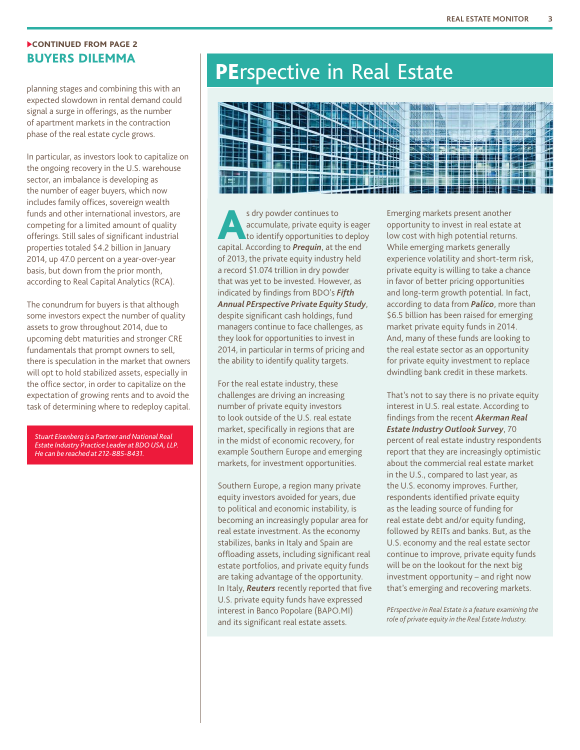**CONTINUED FROM PAGE 2**

## BUYERS DILEMMA

planning stages and combining this with an expected slowdown in rental demand could signal a surge in offerings, as the number of apartment markets in the contraction phase of the real estate cycle grows.

In particular, as investors look to capitalize on the ongoing recovery in the U.S. warehouse sector, an imbalance is developing as the number of eager buyers, which now includes family offices, sovereign wealth funds and other international investors, are competing for a limited amount of quality offerings. Still sales of significant industrial properties totaled $4.2 billion in January 2014, up 47.0 percent on a year-over-year basis, but down from the prior month, according to Real Capital Analytics (RCA).

The conundrum for buyers is that although some investors expect the number of quality assets to grow throughout 2014, due to upcoming debt maturities and stronger CRE fundamentals that prompt owners to sell, there is speculation in the market that owners will opt to hold stabilized assets, especially in the office sector, in order to capitalize on the expectation of growing rents and to avoid the task of determining where to redeploy capital.

*Stuart Eisenberg is a Partner and National Real Estate Industry Practice Leader at BDO USA, LLP. He can be reached at 212-885-8431.*

# PErspective in Real Estate

As dry powder continues to accumulate, private equity is eager to identify opportunities to deploy capital. According to ***Prequin***, at the end of 2013, the private equity industry held a record $1.074 trillion in dry powder that was yet to be invested. However, as indicated by findings from BDO's ***Fifth Annual PErspective Private Equity Study***, despite significant cash holdings, fund managers continue to face challenges, as they look for opportunities to invest in 2014, in particular in terms of pricing and the ability to identify quality targets.

For the real estate industry, these challenges are driving an increasing number of private equity investors to look outside of the U.S. real estate market, specifically in regions that are in the midst of economic recovery, for example Southern Europe and emerging markets, for investment opportunities.

Southern Europe, a region many private equity investors avoided for years, due to political and economic instability, is becoming an increasingly popular area for real estate investment. As the economy stabilizes, banks in Italy and Spain are offloading assets, including significant real estate portfolios, and private equity funds are taking advantage of the opportunity. In Italy, ***Reuters*** recently reported that five U.S. private equity funds have expressed interest in Banco Popolare (BAPO.MI) and its significant real estate assets.

Emerging markets present another opportunity to invest in real estate at low cost with high potential returns. While emerging markets generally experience volatility and short-term risk, private equity is willing to take a chance in favor of better pricing opportunities and long-term growth potential. In fact, according to data from ***Palico***, more than $6.5 billion has been raised for emerging market private equity funds in 2014. And, many of these funds are looking to the real estate sector as an opportunity for private equity investment to replace dwindling bank credit in these markets.

That's not to say there is no private equity interest in U.S. real estate. According to findings from the recent ***Akerman Real Estate Industry Outlook Survey***, 70 percent of real estate industry respondents report that they are increasingly optimistic about the commercial real estate market in the U.S., compared to last year, as the U.S. economy improves. Further, respondents identified private equity as the leading source of funding for real estate debt and/or equity funding, followed by REITs and banks. But, as the U.S. economy and the real estate sector continue to improve, private equity funds will be on the lookout for the next big investment opportunity – and right now that's emerging and recovering markets.

*PErspective in Real Estate is a feature examining the role of private equity in the Real Estate Industry.*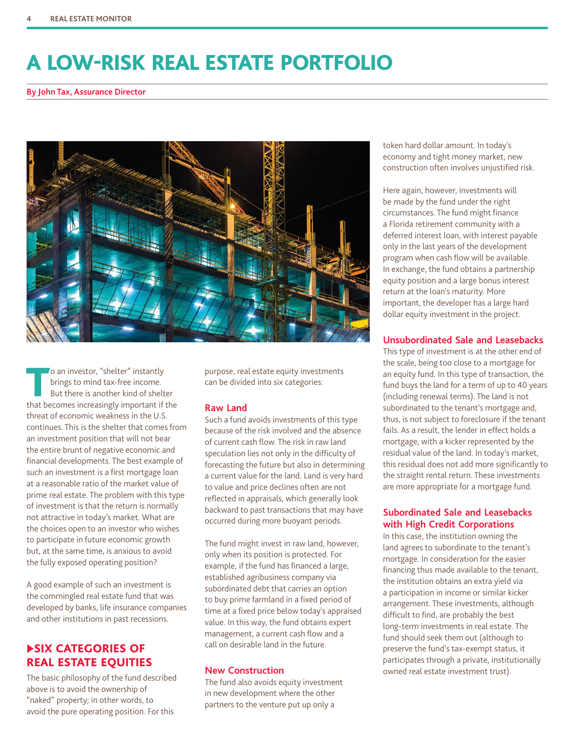# A LOW-RISK REAL ESTATE PORTFOLIO

**By John Tax, Assurance Director**

To an investor, "shelter" instantly brings to mind tax-free income. But there is another kind of shelter that becomes increasingly important if the threat of economic weakness in the U.S. continues. This is the shelter that comes from an investment position that will not bear the entire brunt of negative economic and financial developments. The best example of such an investment is a first mortgage loan at a reasonable ratio of the market value of prime real estate. The problem with this type of investment is that the return is normally not attractive in today's market. What are the choices open to an investor who wishes to participate in future economic growth but, at the same time, is anxious to avoid the fully exposed operating position?

A good example of such an investment is the commingled real estate fund that was developed by banks, life insurance companies and other institutions in past recessions.

## SIX CATEGORIES OF REAL ESTATE EQUITIES

The basic philosophy of the fund described above is to avoid the ownership of "naked" property; in other words, to avoid the pure operating position. For this purpose, real estate equity investments can be divided into six categories:

### Raw Land

Such a fund avoids investments of this type because of the risk involved and the absence of current cash flow. The risk in raw land speculation lies not only in the difficulty of forecasting the future but also in determining a current value for the land. Land is very hard to value and price declines often are not reflected in appraisals, which generally look backward to past transactions that may have occurred during more buoyant periods.

The fund might invest in raw land, however, only when its position is protected. For example, if the fund has financed a large, established agribusiness company via subordinated debt that carries an option to buy prime farmland in a fixed period of time at a fixed price below today's appraised value. In this way, the fund obtains expert management, a current cash flow and a call on desirable land in the future.

### New Construction

The fund also avoids equity investment in new development where the other partners to the venture put up only a token hard dollar amount. In today's economy and tight money market, new construction often involves unjustified risk.

Here again, however, investments will be made by the fund under the right circumstances. The fund might finance a Florida retirement community with a deferred interest loan, with interest payable only in the last years of the development program when cash flow will be available. In exchange, the fund obtains a partnership equity position and a large bonus interest return at the loan's maturity. More important, the developer has a large hard dollar equity investment in the project.

### Unsubordinated Sale and Leasebacks

This type of investment is at the other end of the scale, being too close to a mortgage for an equity fund. In this type of transaction, the fund buys the land for a term of up to 40 years (including renewal terms). The land is not subordinated to the tenant's mortgage and, thus, is not subject to foreclosure if the tenant fails. As a result, the lender in effect holds a mortgage, with a kicker represented by the residual value of the land. In today's market, this residual does not add more significantly to the straight rental return. These investments are more appropriate for a mortgage fund.

### Subordinated Sale and Leasebacks with High Credit Corporations

In this case, the institution owning the land agrees to subordinate to the tenant's mortgage. In consideration for the easier financing thus made available to the tenant, the institution obtains an extra yield via a participation in income or similar kicker arrangement. These investments, although difficult to find, are probably the best long-term investments in real estate. The fund should seek them out (although to preserve the fund's tax-exempt status, it participates through a private, institutionally owned real estate investment trust).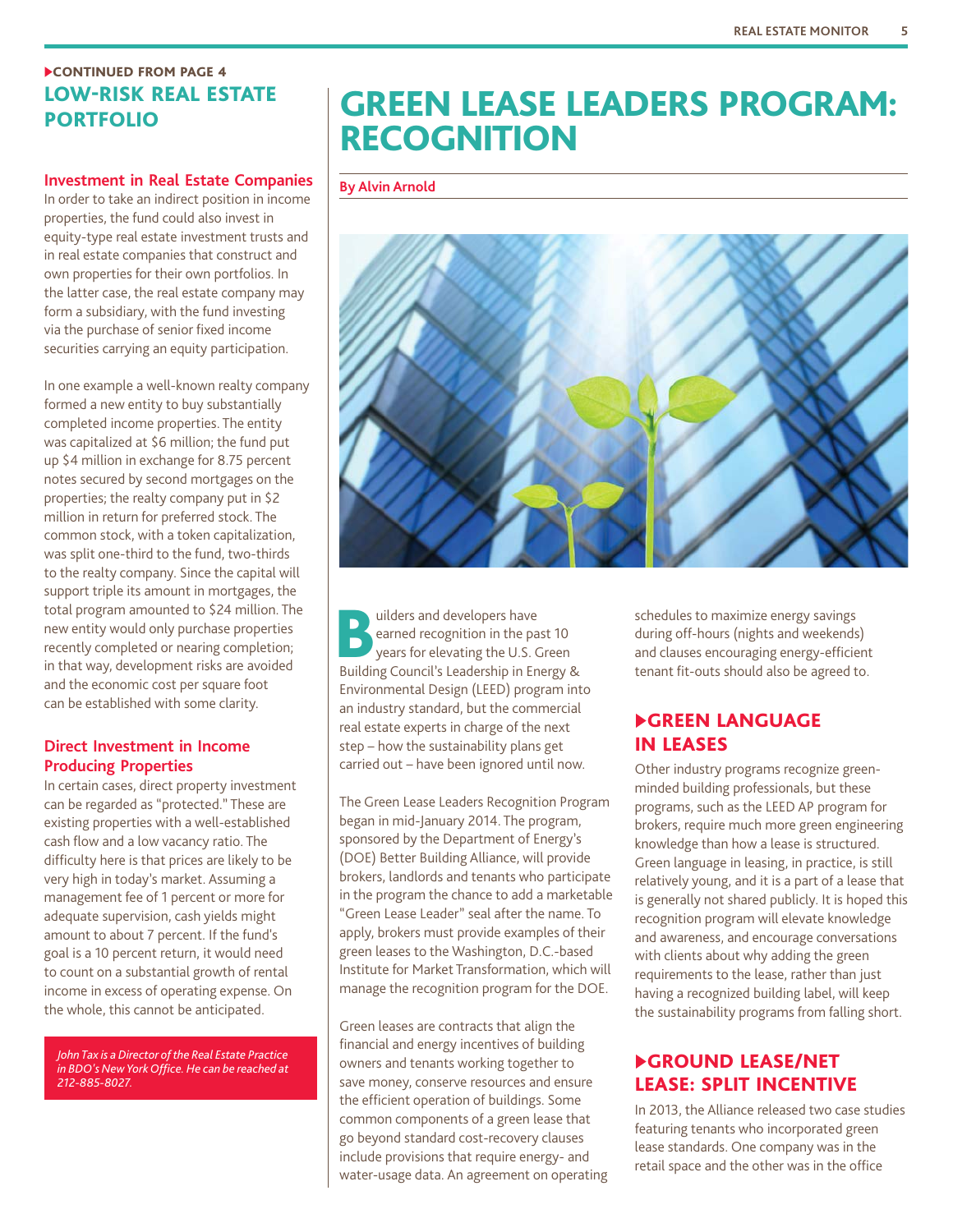▶CONTINUED FROM PAGE 4

## LOW-RISK REAL ESTATE PORTFOLIO

### Investment in Real Estate Companies

In order to take an indirect position in income properties, the fund could also invest in equity-type real estate investment trusts and in real estate companies that construct and own properties for their own portfolios. In the latter case, the real estate company may form a subsidiary, with the fund investing via the purchase of senior fixed income securities carrying an equity participation.

In one example a well-known realty company formed a new entity to buy substantially completed income properties. The entity was capitalized at $6 million; the fund put up $4 million in exchange for 8.75 percent notes secured by second mortgages on the properties; the realty company put in $2 million in return for preferred stock. The common stock, with a token capitalization, was split one-third to the fund, two-thirds to the realty company. Since the capital will support triple its amount in mortgages, the total program amounted to $24 million. The new entity would only purchase properties recently completed or nearing completion; in that way, development risks are avoided and the economic cost per square foot can be established with some clarity.

### Direct Investment in Income Producing Properties

In certain cases, direct property investment can be regarded as "protected." These are existing properties with a well-established cash flow and a low vacancy ratio. The difficulty here is that prices are likely to be very high in today's market. Assuming a management fee of 1 percent or more for adequate supervision, cash yields might amount to about 7 percent. If the fund's goal is a 10 percent return, it would need to count on a substantial growth of rental income in excess of operating expense. On the whole, this cannot be anticipated.

*John Tax is a Director of the Real Estate Practice in BDO's New York Office. He can be reached at 212-885-8027.*

# GREEN LEASE LEADERS PROGRAM: RECOGNITION

**By Alvin Arnold**

Builders and developers have earned recognition in the past 10 years for elevating the U.S. Green Building Council's Leadership in Energy & Environmental Design (LEED) program into an industry standard, but the commercial real estate experts in charge of the next step – how the sustainability plans get carried out – have been ignored until now.

The Green Lease Leaders Recognition Program began in mid-January 2014. The program, sponsored by the Department of Energy's (DOE) Better Building Alliance, will provide brokers, landlords and tenants who participate in the program the chance to add a marketable "Green Lease Leader" seal after the name. To apply, brokers must provide examples of their green leases to the Washington, D.C.-based Institute for Market Transformation, which will manage the recognition program for the DOE.

Green leases are contracts that align the financial and energy incentives of building owners and tenants working together to save money, conserve resources and ensure the efficient operation of buildings. Some common components of a green lease that go beyond standard cost-recovery clauses include provisions that require energy- and water-usage data. An agreement on operating schedules to maximize energy savings during off-hours (nights and weekends) and clauses encouraging energy-efficient tenant fit-outs should also be agreed to.

## ▶GREEN LANGUAGE IN LEASES

Other industry programs recognize green-minded building professionals, but these programs, such as the LEED AP program for brokers, require much more green engineering knowledge than how a lease is structured. Green language in leasing, in practice, is still relatively young, and it is a part of a lease that is generally not shared publicly. It is hoped this recognition program will elevate knowledge and awareness, and encourage conversations with clients about why adding the green requirements to the lease, rather than just having a recognized building label, will keep the sustainability programs from falling short.

## ▶GROUND LEASE/NET LEASE: SPLIT INCENTIVE

In 2013, the Alliance released two case studies featuring tenants who incorporated green lease standards. One company was in the retail space and the other was in the office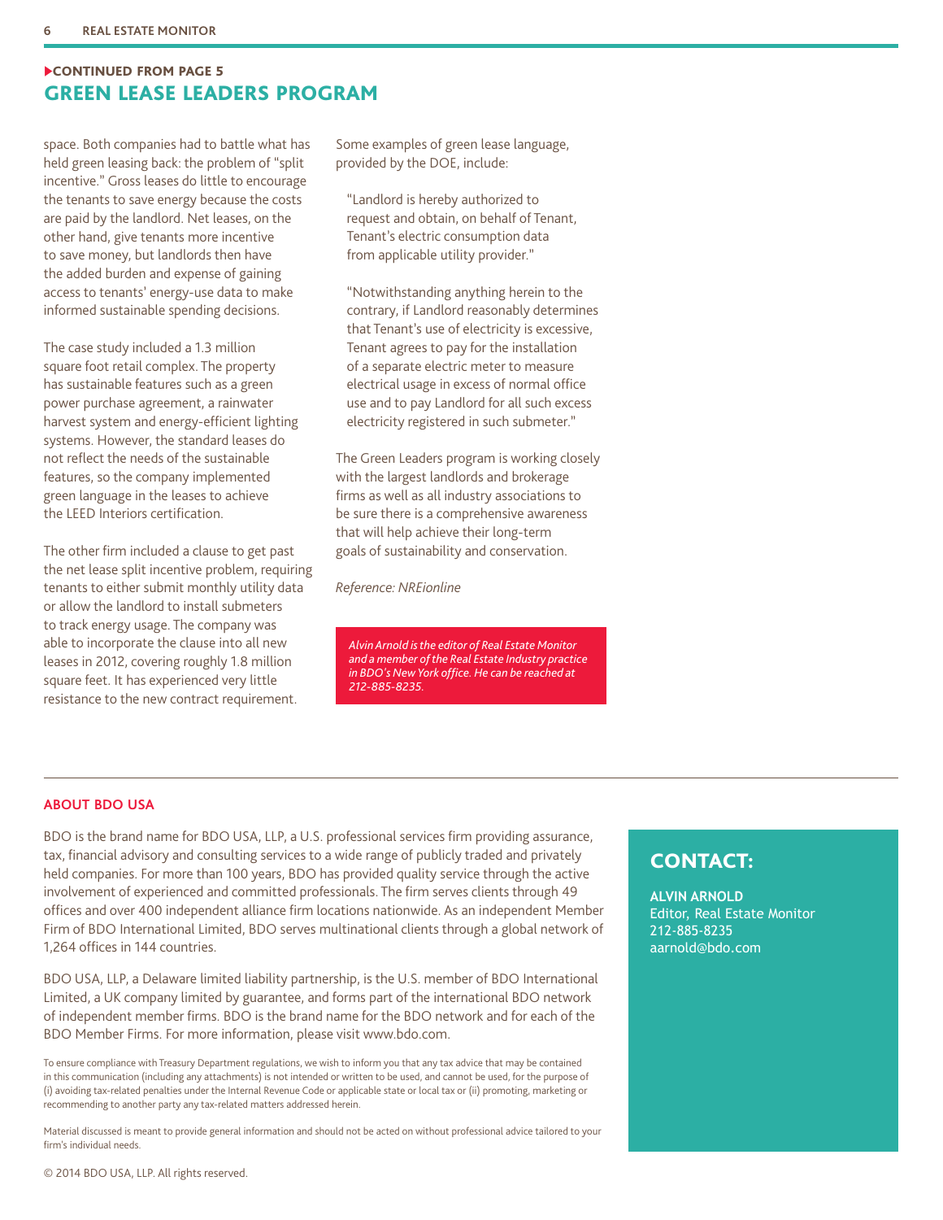▶CONTINUED FROM PAGE 5

## GREEN LEASE LEADERS PROGRAM

space. Both companies had to battle what has held green leasing back: the problem of "split incentive." Gross leases do little to encourage the tenants to save energy because the costs are paid by the landlord. Net leases, on the other hand, give tenants more incentive to save money, but landlords then have the added burden and expense of gaining access to tenants' energy-use data to make informed sustainable spending decisions.

The case study included a 1.3 million square foot retail complex. The property has sustainable features such as a green power purchase agreement, a rainwater harvest system and energy-efficient lighting systems. However, the standard leases do not reflect the needs of the sustainable features, so the company implemented green language in the leases to achieve the LEED Interiors certification.

The other firm included a clause to get past the net lease split incentive problem, requiring tenants to either submit monthly utility data or allow the landlord to install submeters to track energy usage. The company was able to incorporate the clause into all new leases in 2012, covering roughly 1.8 million square feet. It has experienced very little resistance to the new contract requirement.

Some examples of green lease language, provided by the DOE, include:

> "Landlord is hereby authorized to request and obtain, on behalf of Tenant, Tenant's electric consumption data from applicable utility provider."

> "Notwithstanding anything herein to the contrary, if Landlord reasonably determines that Tenant's use of electricity is excessive, Tenant agrees to pay for the installation of a separate electric meter to measure electrical usage in excess of normal office use and to pay Landlord for all such excess electricity registered in such submeter."

The Green Leaders program is working closely with the largest landlords and brokerage firms as well as all industry associations to be sure there is a comprehensive awareness that will help achieve their long-term goals of sustainability and conservation.

*Reference: NREIonline*

*Alvin Arnold is the editor of Real Estate Monitor and a member of the Real Estate Industry practice in BDO's New York office. He can be reached at 212-885-8235.*

### ABOUT BDO USA

BDO is the brand name for BDO USA, LLP, a U.S. professional services firm providing assurance, tax, financial advisory and consulting services to a wide range of publicly traded and privately held companies. For more than 100 years, BDO has provided quality service through the active involvement of experienced and committed professionals. The firm serves clients through 49 offices and over 400 independent alliance firm locations nationwide. As an independent Member Firm of BDO International Limited, BDO serves multinational clients through a global network of 1,264 offices in 144 countries.

BDO USA, LLP, a Delaware limited liability partnership, is the U.S. member of BDO International Limited, a UK company limited by guarantee, and forms part of the international BDO network of independent member firms. BDO is the brand name for the BDO network and for each of the BDO Member Firms. For more information, please visit www.bdo.com.

To ensure compliance with Treasury Department regulations, we wish to inform you that any tax advice that may be contained in this communication (including any attachments) is not intended or written to be used, and cannot be used, for the purpose of (i) avoiding tax-related penalties under the Internal Revenue Code or applicable state or local tax or (ii) promoting, marketing or recommending to another party any tax-related matters addressed herein.

Material discussed is meant to provide general information and should not be acted on without professional advice tailored to your firm's individual needs.

© 2014 BDO USA, LLP. All rights reserved.

### CONTACT:

**ALVIN ARNOLD**
Editor, Real Estate Monitor
212-885-8235
aarnold@bdo.com